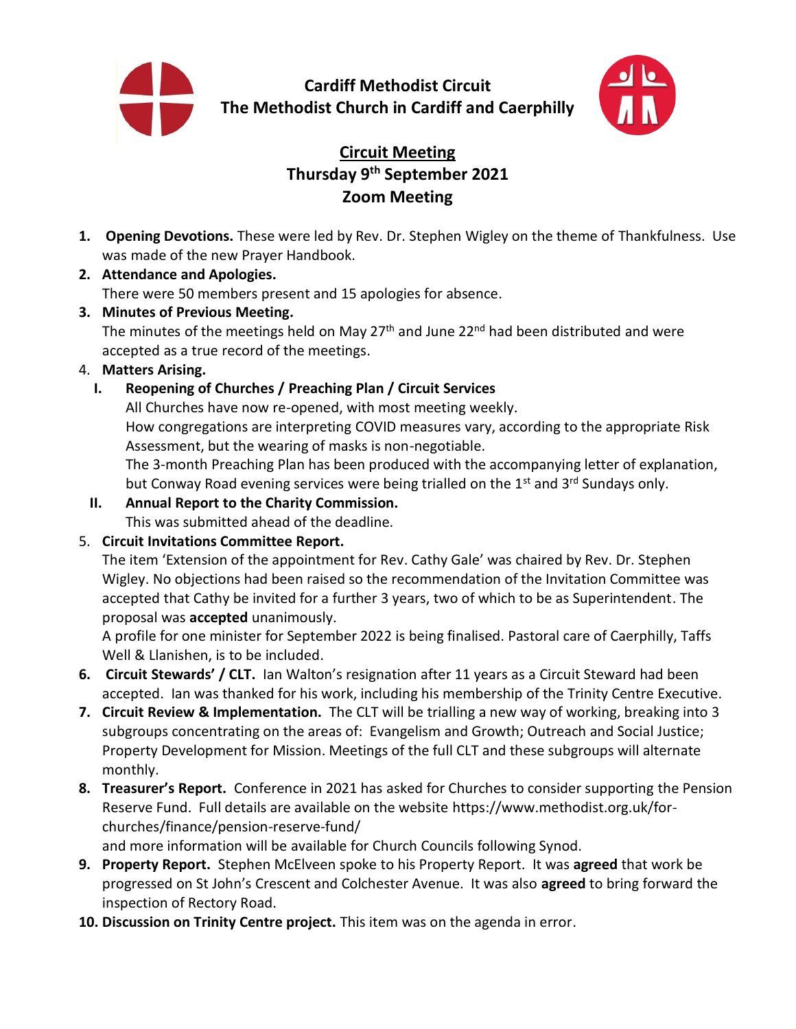**Cardiff Methodist Circuit**
**The Methodist Church in Cardiff and Caerphilly**

# Circuit Meeting
## Thursday 9th September 2021
## Zoom Meeting

1. **Opening Devotions.** These were led by Rev. Dr. Stephen Wigley on the theme of Thankfulness. Use was made of the new Prayer Handbook.
2. **Attendance and Apologies.**
   There were 50 members present and 15 apologies for absence.
3. **Minutes of Previous Meeting.**
   The minutes of the meetings held on May 27th and June 22nd had been distributed and were accepted as a true record of the meetings.
4. **Matters Arising.**
   I. **Reopening of Churches / Preaching Plan / Circuit Services**
      All Churches have now re-opened, with most meeting weekly.
      How congregations are interpreting COVID measures vary, according to the appropriate Risk Assessment, but the wearing of masks is non-negotiable.
      The 3-month Preaching Plan has been produced with the accompanying letter of explanation, but Conway Road evening services were being trialled on the 1st and 3rd Sundays only.

   II. **Annual Report to the Charity Commission.**
      This was submitted ahead of the deadline.
5. **Circuit Invitations Committee Report.**
   The item 'Extension of the appointment for Rev. Cathy Gale' was chaired by Rev. Dr. Stephen Wigley. No objections had been raised so the recommendation of the Invitation Committee was accepted that Cathy be invited for a further 3 years, two of which to be as Superintendent. The proposal was **accepted** unanimously.
   A profile for one minister for September 2022 is being finalised. Pastoral care of Caerphilly, Taffs Well & Llanishen, is to be included.
6. **Circuit Stewards' / CLT.** Ian Walton's resignation after 11 years as a Circuit Steward had been accepted. Ian was thanked for his work, including his membership of the Trinity Centre Executive.
7. **Circuit Review & Implementation.** The CLT will be trialling a new way of working, breaking into 3 subgroups concentrating on the areas of: Evangelism and Growth; Outreach and Social Justice; Property Development for Mission. Meetings of the full CLT and these subgroups will alternate monthly.
8. **Treasurer's Report.** Conference in 2021 has asked for Churches to consider supporting the Pension Reserve Fund. Full details are available on the website https://www.methodist.org.uk/for-churches/finance/pension-reserve-fund/
   and more information will be available for Church Councils following Synod.
9. **Property Report.** Stephen McElveen spoke to his Property Report. It was **agreed** that work be progressed on St John's Crescent and Colchester Avenue. It was also **agreed** to bring forward the inspection of Rectory Road.
10. **Discussion on Trinity Centre project.** This item was on the agenda in error.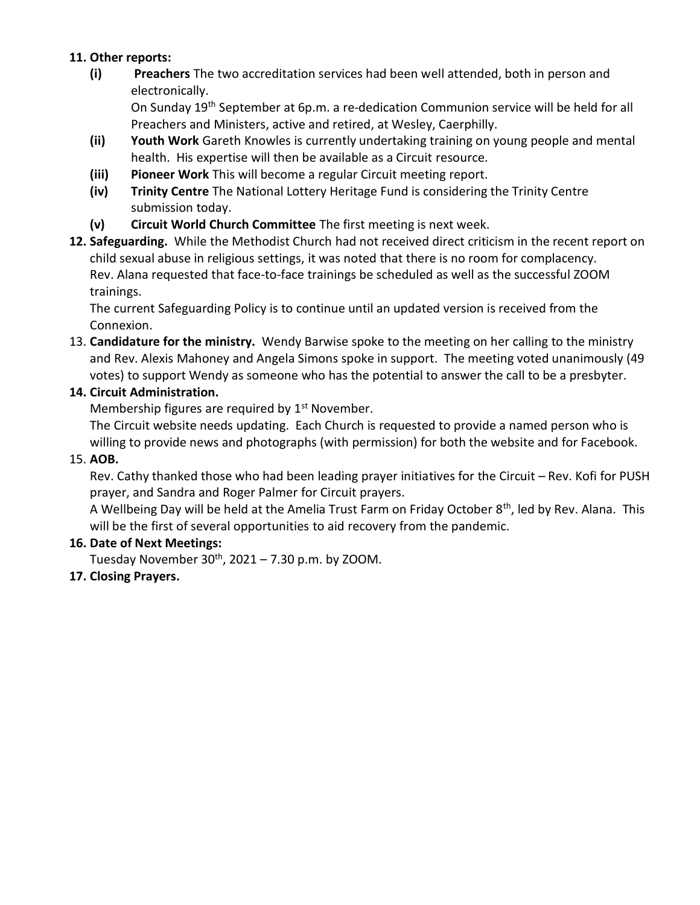**11. Other reports:**

- **(i) Preachers** The two accreditation services had been well attended, both in person and electronically.
  On Sunday 19th September at 6p.m. a re-dedication Communion service will be held for all Preachers and Ministers, active and retired, at Wesley, Caerphilly.
- **(ii) Youth Work** Gareth Knowles is currently undertaking training on young people and mental health. His expertise will then be available as a Circuit resource.
- **(iii) Pioneer Work** This will become a regular Circuit meeting report.
- **(iv) Trinity Centre** The National Lottery Heritage Fund is considering the Trinity Centre submission today.
- **(v) Circuit World Church Committee** The first meeting is next week.

**12. Safeguarding.** While the Methodist Church had not received direct criticism in the recent report on child sexual abuse in religious settings, it was noted that there is no room for complacency.
Rev. Alana requested that face-to-face trainings be scheduled as well as the successful ZOOM trainings.
The current Safeguarding Policy is to continue until an updated version is received from the Connexion.

13. **Candidature for the ministry.** Wendy Barwise spoke to the meeting on her calling to the ministry and Rev. Alexis Mahoney and Angela Simons spoke in support. The meeting voted unanimously (49 votes) to support Wendy as someone who has the potential to answer the call to be a presbyter.

**14. Circuit Administration.**
Membership figures are required by 1st November.
The Circuit website needs updating. Each Church is requested to provide a named person who is willing to provide news and photographs (with permission) for both the website and for Facebook.

15. **AOB.**
Rev. Cathy thanked those who had been leading prayer initiatives for the Circuit – Rev. Kofi for PUSH prayer, and Sandra and Roger Palmer for Circuit prayers.
A Wellbeing Day will be held at the Amelia Trust Farm on Friday October 8th, led by Rev. Alana. This will be the first of several opportunities to aid recovery from the pandemic.

**16. Date of Next Meetings:**
Tuesday November 30th, 2021 – 7.30 p.m. by ZOOM.

**17. Closing Prayers.**